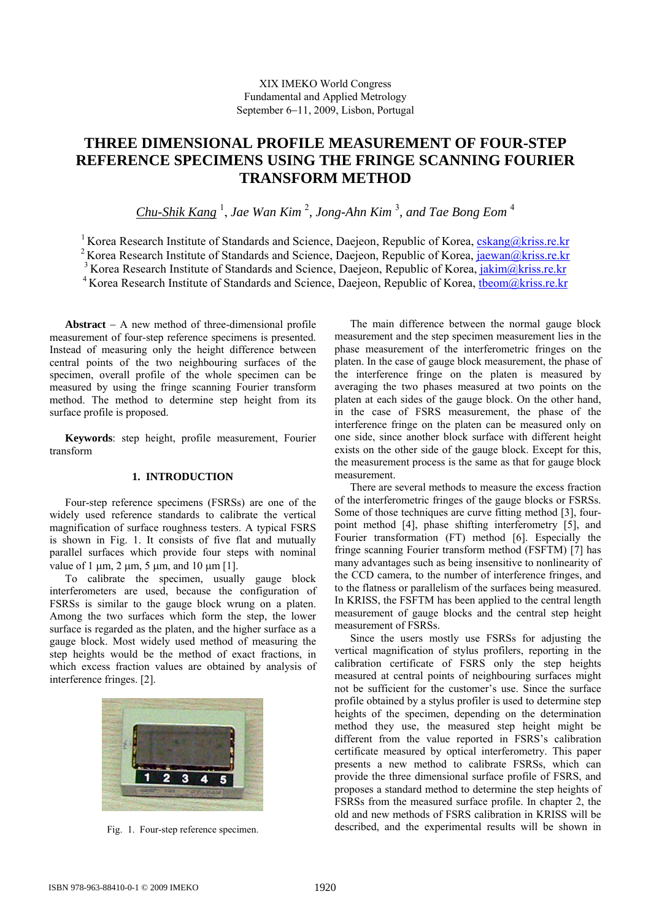XIX IMEKO World Congress
Fundamental and Applied Metrology
September 6–11, 2009, Lisbon, Portugal

# THREE DIMENSIONAL PROFILE MEASUREMENT OF FOUR-STEP REFERENCE SPECIMENS USING THE FRINGE SCANNING FOURIER TRANSFORM METHOD

*Chu-Shik Kang* [1], *Jae Wan Kim* [2], *Jong-Ahn Kim* [3], *and Tae Bong Eom* [4]

[1] Korea Research Institute of Standards and Science, Daejeon, Republic of Korea, cskang@kriss.re.kr
[2] Korea Research Institute of Standards and Science, Daejeon, Republic of Korea, jaewan@kriss.re.kr
[3] Korea Research Institute of Standards and Science, Daejeon, Republic of Korea, jakim@kriss.re.kr
[4] Korea Research Institute of Standards and Science, Daejeon, Republic of Korea, tbeom@kriss.re.kr

**Abstract** – A new method of three-dimensional profile measurement of four-step reference specimens is presented. Instead of measuring only the height difference between central points of the two neighbouring surfaces of the specimen, overall profile of the whole specimen can be measured by using the fringe scanning Fourier transform method. The method to determine step height from its surface profile is proposed.

**Keywords**: step height, profile measurement, Fourier transform

## 1. INTRODUCTION

Four-step reference specimens (FSRSs) are one of the widely used reference standards to calibrate the vertical magnification of surface roughness testers. A typical FSRS is shown in Fig. 1. It consists of five flat and mutually parallel surfaces which provide four steps with nominal value of 1 μm, 2 μm, 5 μm, and 10 μm [1].

To calibrate the specimen, usually gauge block interferometers are used, because the configuration of FSRSs is similar to the gauge block wrung on a platen. Among the two surfaces which form the step, the lower surface is regarded as the platen, and the higher surface as a gauge block. Most widely used method of measuring the step heights would be the method of exact fractions, in which excess fraction values are obtained by analysis of interference fringes. [2].

Fig. 1. Four-step reference specimen.

The main difference between the normal gauge block measurement and the step specimen measurement lies in the phase measurement of the interferometric fringes on the platen. In the case of gauge block measurement, the phase of the interference fringe on the platen is measured by averaging the two phases measured at two points on the platen at each side of the gauge block. On the other hand, in the case of FSRS measurement, the phase of the interference fringe on the platen can be measured only on one side, since another block surface with different height exists on the other side of the gauge block. Except for this, the measurement process is the same as that for gauge block measurement.

There are several methods to measure the excess fraction of the interferometric fringes of the gauge blocks or FSRSs. Some of those techniques are curve fitting method [3], four-point method [4], phase shifting interferometry [5], and Fourier transformation (FT) method [6]. Especially the fringe scanning Fourier transform method (FSFTM) [7] has many advantages such as being insensitive to nonlinearity of the CCD camera, to the number of interference fringes, and to the flatness or parallelism of the surfaces being measured. In KRISS, the FSFTM has been applied to the central length measurement of gauge blocks and the central step height measurement of FSRSs.

Since the users mostly use FSRSs for adjusting the vertical magnification of stylus profilers, reporting in the calibration certificate of FSRS only the step heights measured at central points of neighbouring surfaces might not be sufficient for the customer's use. Since the surface profile obtained by a stylus profiler is used to determine step heights of the specimen, depending on the determination method they use, the measured step height might be different from the value reported in FSRS's calibration certificate measured by optical interferometry. This paper presents a new method to calibrate FSRSs, which can provide the three dimensional surface profile of FSRS, and proposes a standard method to determine the step heights of FSRSs from the measured surface profile. In chapter 2, the old and new methods of FSRS calibration in KRISS will be described, and the experimental results will be shown in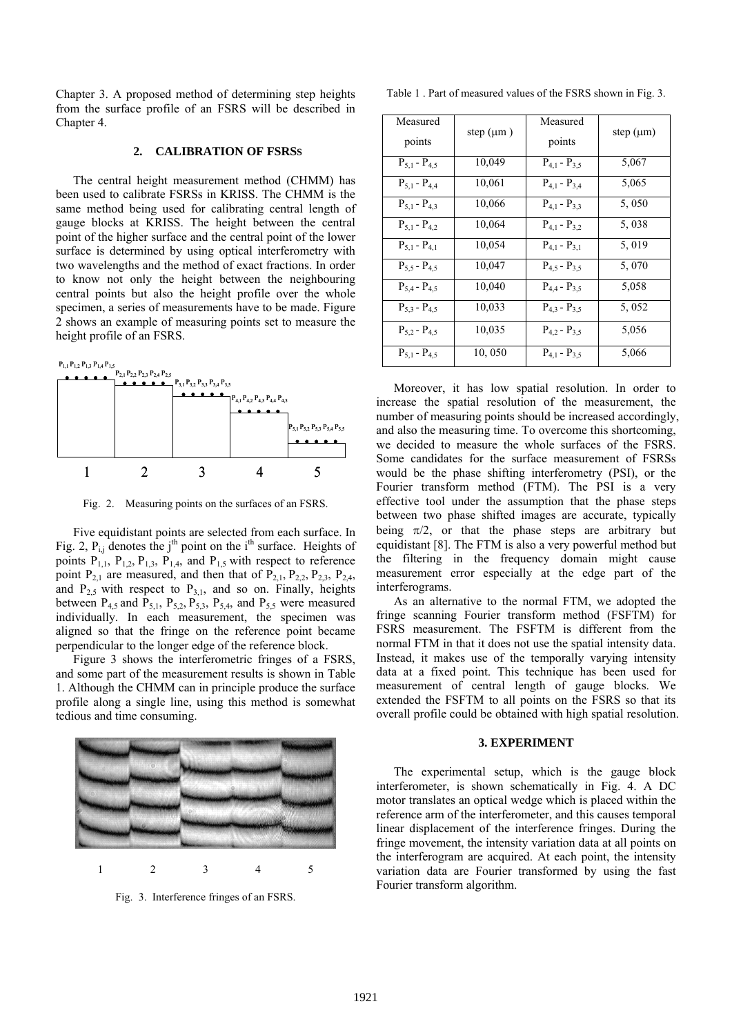Chapter 3. A proposed method of determining step heights from the surface profile of an FSRS will be described in Chapter 4.

## 2. CALIBRATION OF FSRSs

The central height measurement method (CHMM) has been used to calibrate FSRSs in KRISS. The CHMM is the same method being used for calibrating central length of gauge blocks at KRISS. The height between the central point of the higher surface and the central point of the lower surface is determined by using optical interferometry with two wavelengths and the method of exact fractions. In order to know not only the height between the neighbouring central points but also the height profile over the whole specimen, a series of measurements have to be made. Figure 2 shows an example of measuring points set to measure the height profile of an FSRS.

Fig. 2. Measuring points on the surfaces of an FSRS.

Five equidistant points are selected from each surface. In Fig. 2, $P_{i,j}$ denotes the j[th] point on the i[th] surface. Heights of points $P_{1,1}$, $P_{1,2}$, $P_{1,3}$, $P_{1,4}$, and $P_{1,5}$ with respect to reference point $P_{2,1}$ are measured, and then that of $P_{2,1}$, $P_{2,2}$, $P_{2,3}$, $P_{2,4}$, and $P_{2,5}$ with respect to $P_{3,1}$, and so on. Finally, heights between $P_{4,5}$ and $P_{5,1}$, $P_{5,2}$, $P_{5,3}$, $P_{5,4}$, and $P_{5,5}$ were measured individually. In each measurement, the specimen was aligned so that the fringe on the reference point became perpendicular to the longer edge of the reference block.

Figure 3 shows the interferometric fringes of a FSRS, and some part of the measurement results is shown in Table 1. Although the CHMM can in principle produce the surface profile along a single line, using this method is somewhat tedious and time consuming.

Fig. 3. Interference fringes of an FSRS.

Table 1 . Part of measured values of the FSRS shown in Fig. 3.

| Measured points | step (μm ) | Measured points | step (μm) |
|---|---|---|---|
| $P_{5,1}$ - $P_{4,5}$ | 10,049 | $P_{4,1}$ - $P_{3,5}$ | 5,067 |
| $P_{5,1}$ - $P_{4,4}$ | 10,061 | $P_{4,1}$ - $P_{3,4}$ | 5,065 |
| $P_{5,1}$ - $P_{4,3}$ | 10,066 | $P_{4,1}$ - $P_{3,3}$ | 5, 050 |
| $P_{5,1}$ - $P_{4,2}$ | 10,064 | $P_{4,1}$ - $P_{3,2}$ | 5, 038 |
| $P_{5,1}$ - $P_{4,1}$ | 10,054 | $P_{4,1}$ - $P_{3,1}$ | 5, 019 |
| $P_{5,5}$ - $P_{4,5}$ | 10,047 | $P_{4,5}$ - $P_{3,5}$ | 5, 070 |
| $P_{5,4}$ - $P_{4,5}$ | 10,040 | $P_{4,4}$ - $P_{3,5}$ | 5,058 |
| $P_{5,3}$ - $P_{4,5}$ | 10,033 | $P_{4,3}$ - $P_{3,5}$ | 5, 052 |
| $P_{5,2}$ - $P_{4,5}$ | 10,035 | $P_{4,2}$ - $P_{3,5}$ | 5,056 |
| $P_{5,1}$ - $P_{4,5}$ | 10, 050 | $P_{4,1}$ - $P_{3,5}$ | 5,066 |

Moreover, it has low spatial resolution. In order to increase the spatial resolution of the measurement, the number of measuring points should be increased accordingly, and also the measuring time. To overcome this shortcoming, we decided to measure the whole surfaces of the FSRS. Some candidates for the surface measurement of FSRSs would be the phase shifting interferometry (PSI), or the Fourier transform method (FTM). The PSI is a very effective tool under the assumption that the phase steps between two phase shifted images are accurate, typically being $\pi/2$, or that the phase steps are arbitrary but equidistant [8]. The FTM is also a very powerful method but the filtering in the frequency domain might cause measurement error especially at the edge part of the interferograms.

As an alternative to the normal FTM, we adopted the fringe scanning Fourier transform method (FSFTM) for FSRS measurement. The FSFTM is different from the normal FTM in that it does not use the spatial intensity data. Instead, it makes use of the temporally varying intensity data at a fixed point. This technique has been used for measurement of central length of gauge blocks. We extended the FSFTM to all points on the FSRS so that its overall profile could be obtained with high spatial resolution.

## 3. EXPERIMENT

The experimental setup, which is the gauge block interferometer, is shown schematically in Fig. 4. A DC motor translates an optical wedge which is placed within the reference arm of the interferometer, and this causes temporal linear displacement of the interference fringes. During the fringe movement, the intensity variation data at all points on the interferogram are acquired. At each point, the intensity variation data are Fourier transformed by using the fast Fourier transform algorithm.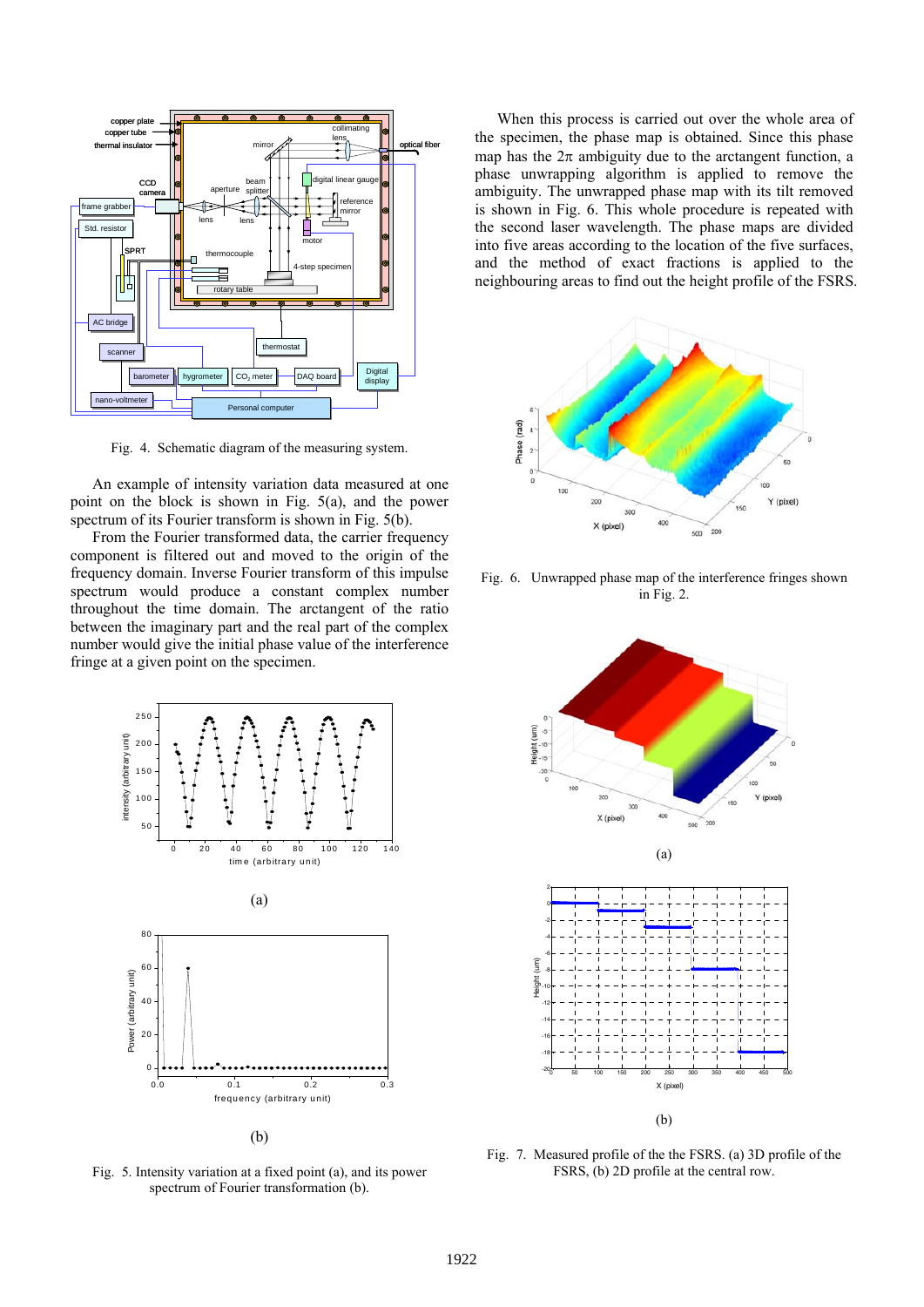Fig. 4. Schematic diagram of the measuring system.

An example of intensity variation data measured at one point on the block is shown in Fig. 5(a), and the power spectrum of its Fourier transform is shown in Fig. 5(b).

From the Fourier transformed data, the carrier frequency component is filtered out and moved to the origin of the frequency domain. Inverse Fourier transform of this impulse spectrum would produce a constant complex number throughout the time domain. The arctangent of the ratio between the imaginary part and the real part of the complex number would give the initial phase value of the interference fringe at a given point on the specimen.

(a)

(b)

Fig. 5. Intensity variation at a fixed point (a), and its power spectrum of Fourier transformation (b).

When this process is carried out over the whole area of the specimen, the phase map is obtained. Since this phase map has the $2\pi$ ambiguity due to the arctangent function, a phase unwrapping algorithm is applied to remove the ambiguity. The unwrapped phase map with its tilt removed is shown in Fig. 6. This whole procedure is repeated with the second laser wavelength. The phase maps are divided into five areas according to the location of the five surfaces, and the method of exact fractions is applied to the neighbouring areas to find out the height profile of the FSRS.

Fig. 6. Unwrapped phase map of the interference fringes shown in Fig. 2.

(a)

(b)

Fig. 7. Measured profile of the the FSRS. (a) 3D profile of the FSRS, (b) 2D profile at the central row.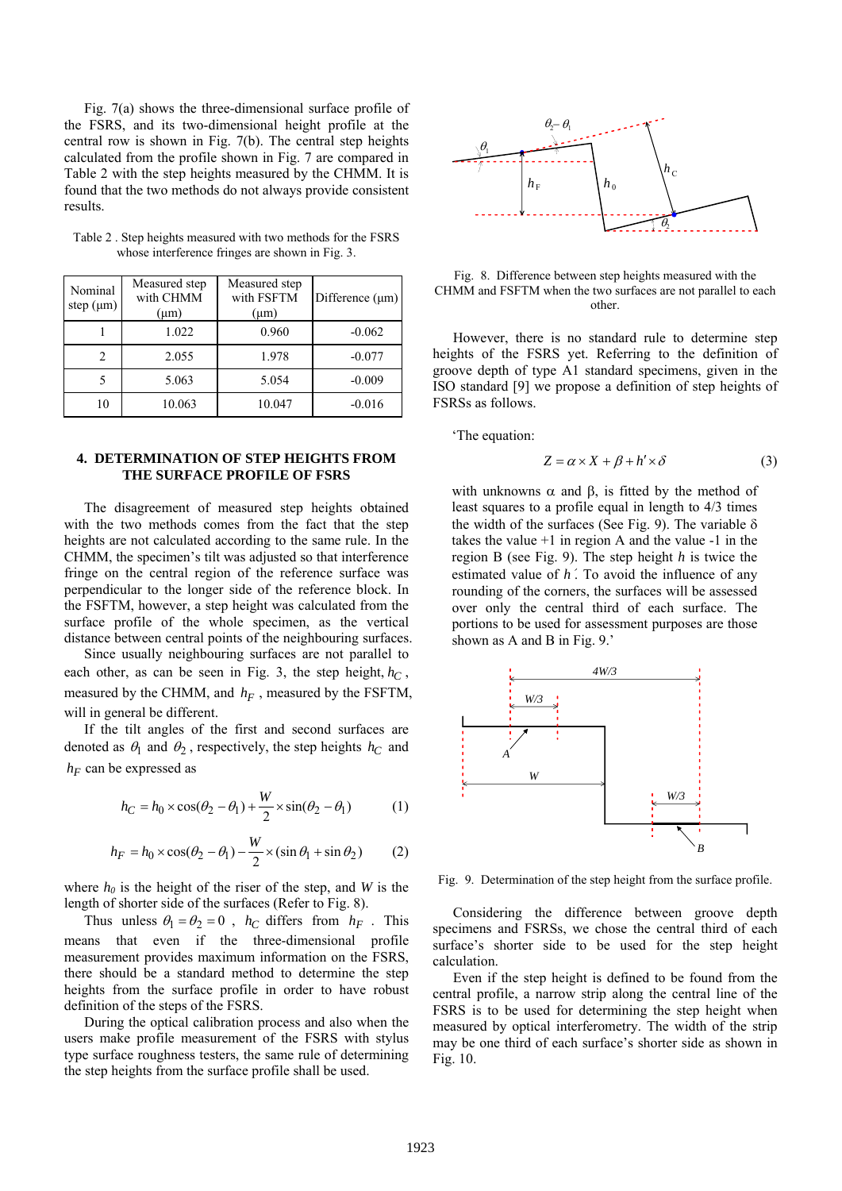Fig. 7(a) shows the three-dimensional surface profile of the FSRS, and its two-dimensional height profile at the central row is shown in Fig. 7(b). The central step heights calculated from the profile shown in Fig. 7 are compared in Table 2 with the step heights measured by the CHMM. It is found that the two methods do not always provide consistent results.

Table 2 . Step heights measured with two methods for the FSRS whose interference fringes are shown in Fig. 3.

| Nominal step (μm) | Measured step with CHMM (μm) | Measured step with FSFTM (μm) | Difference (μm) |
|---|---|---|---|
| 1 | 1.022 | 0.960 | -0.062 |
| 2 | 2.055 | 1.978 | -0.077 |
| 5 | 5.063 | 5.054 | -0.009 |
| 10 | 10.063 | 10.047 | -0.016 |

## 4. DETERMINATION OF STEP HEIGHTS FROM THE SURFACE PROFILE OF FSRS

The disagreement of measured step heights obtained with the two methods comes from the fact that the step heights are not calculated according to the same rule. In the CHMM, the specimen's tilt was adjusted so that interference fringe on the central region of the reference surface was perpendicular to the longer side of the reference block. In the FSFTM, however, a step height was calculated from the surface profile of the whole specimen, as the vertical distance between central points of the neighbouring surfaces.

Since usually neighbouring surfaces are not parallel to each other, as can be seen in Fig. 3, the step height, $h_C$, measured by the CHMM, and $h_F$, measured by the FSFTM, will in general be different.

If the tilt angles of the first and second surfaces are denoted as $\theta_1$ and $\theta_2$, respectively, the step heights $h_C$ and $h_F$ can be expressed as

$$h_C = h_0 \times \cos(\theta_2 - \theta_1) + \frac{W}{2} \times \sin(\theta_2 - \theta_1) \qquad (1)$$

$$h_F = h_0 \times \cos(\theta_2 - \theta_1) - \frac{W}{2} \times (\sin\theta_1 + \sin\theta_2) \qquad (2)$$

where $h_0$ is the height of the riser of the step, and $W$ is the length of shorter side of the surfaces (Refer to Fig. 8).

Thus unless $\theta_1 = \theta_2 = 0$, $h_C$ differs from $h_F$. This means that even if the three-dimensional profile measurement provides maximum information on the FSRS, there should be a standard method to determine the step heights from the surface profile in order to have robust definition of the steps of the FSRS.

During the optical calibration process and also when the users make profile measurement of the FSRS with stylus type surface roughness testers, the same rule of determining the step heights from the surface profile shall be used.

Fig. 8. Difference between step heights measured with the CHMM and FSFTM when the two surfaces are not parallel to each other.

However, there is no standard rule to determine step heights of the FSRS yet. Referring to the definition of groove depth of type A1 standard specimens, given in the ISO standard [9] we propose a definition of step heights of FSRSs as follows.

'The equation:

$$Z = \alpha \times X + \beta + h' \times \delta \qquad (3)$$

with unknowns α and β, is fitted by the method of least squares to a profile equal in length to 4/3 times the width of the surfaces (See Fig. 9). The variable δ takes the value +1 in region A and the value -1 in the region B (see Fig. 9). The step height $h$ is twice the estimated value of $h'$. To avoid the influence of any rounding of the corners, the surfaces will be assessed over only the central third of each surface. The portions to be used for assessment purposes are those shown as A and B in Fig. 9.'

Fig. 9. Determination of the step height from the surface profile.

Considering the difference between groove depth specimens and FSRSs, we chose the central third of each surface's shorter side to be used for the step height calculation.

Even if the step height is defined to be found from the central profile, a narrow strip along the central line of the FSRS is to be used for determining the step height when measured by optical interferometry. The width of the strip may be one third of each surface's shorter side as shown in Fig. 10.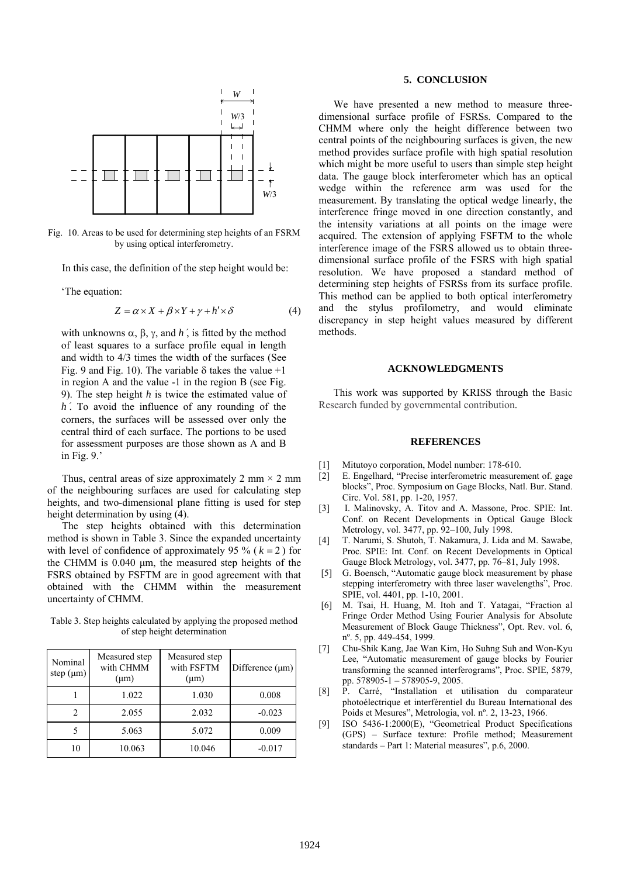W

W/3

W/3

Fig. 10. Areas to be used for determining step heights of an FSRM by using optical interferometry.

In this case, the definition of the step height would be:

'The equation:

$$Z = \alpha \times X + \beta \times Y + \gamma + h' \times \delta \tag{4}$$

with unknowns α, β, γ, and $h'$, is fitted by the method of least squares to a surface profile equal in length and width to 4/3 times the width of the surfaces (See Fig. 9 and Fig. 10). The variable δ takes the value +1 in region A and the value -1 in the region B (see Fig. 9). The step height $h$ is twice the estimated value of $h'$. To avoid the influence of any rounding of the corners, the surfaces will be assessed over only the central third of each surface. The portions to be used for assessment purposes are those shown as A and B in Fig. 9.'

Thus, central areas of size approximately 2 mm × 2 mm of the neighbouring surfaces are used for calculating step heights, and two-dimensional plane fitting is used for step height determination by using (4).

The step heights obtained with this determination method is shown in Table 3. Since the expanded uncertainty with level of confidence of approximately 95 % ($k = 2$) for the CHMM is 0.040 μm, the measured step heights of the FSRS obtained by FSFTM are in good agreement with that obtained with the CHMM within the measurement uncertainty of CHMM.

Table 3. Step heights calculated by applying the proposed method of step height determination

| Nominal step (μm) | Measured step with CHMM (μm) | Measured step with FSFTM (μm) | Difference (μm) |
|---|---|---|---|
| 1 | 1.022 | 1.030 | 0.008 |
| 2 | 2.055 | 2.032 | -0.023 |
| 5 | 5.063 | 5.072 | 0.009 |
| 10 | 10.063 | 10.046 | -0.017 |

## 5. CONCLUSION

We have presented a new method to measure three-dimensional surface profile of FSRSs. Compared to the CHMM where only the height difference between two central points of the neighbouring surfaces is given, the new method provides surface profile with high spatial resolution which might be more useful to users than simple step height data. The gauge block interferometer which has an optical wedge within the reference arm was used for the measurement. By translating the optical wedge linearly, the interference fringe moved in one direction constantly, and the intensity variations at all points on the image were acquired. The extension of applying FSFTM to the whole interference image of the FSRS allowed us to obtain three-dimensional surface profile of the FSRS with high spatial resolution. We have proposed a standard method of determining step heights of FSRSs from its surface profile. This method can be applied to both optical interferometry and the stylus profilometry, and would eliminate discrepancy in step height values measured by different methods.

## ACKNOWLEDGMENTS

This work was supported by KRISS through the Basic Research funded by governmental contribution.

## REFERENCES

[1] Mitutoyo corporation, Model number: 178-610.

[2] E. Engelhard, "Precise interferometric measurement of. gage blocks", Proc. Symposium on Gage Blocks, Natl. Bur. Stand. Circ. Vol. 581, pp. 1-20, 1957.

[3] I. Malinovsky, A. Titov and A. Massone, Proc. SPIE: Int. Conf. on Recent Developments in Optical Gauge Block Metrology, vol. 3477, pp. 92–100, July 1998.

[4] T. Narumi, S. Shutoh, T. Nakamura, J. Lida and M. Sawabe, Proc. SPIE: Int. Conf. on Recent Developments in Optical Gauge Block Metrology, vol. 3477, pp. 76–81, July 1998.

[5] G. Boensch, "Automatic gauge block measurement by phase stepping interferometry with three laser wavelengths", Proc. SPIE, vol. 4401, pp. 1-10, 2001.

[6] M. Tsai, H. Huang, M. Itoh and T. Yatagai, "Fraction al Fringe Order Method Using Fourier Analysis for Absolute Measurement of Block Gauge Thickness", Opt. Rev. vol. 6, nº. 5, pp. 449-454, 1999.

[7] Chu-Shik Kang, Jae Wan Kim, Ho Suhng Suh and Won-Kyu Lee, "Automatic measurement of gauge blocks by Fourier transforming the scanned interferograms", Proc. SPIE, 5879, pp. 578905-1 – 578905-9, 2005.

[8] P. Carré, "Installation et utilisation du comparateur photoélectrique et interférentiel du Bureau International des Poids et Mesures", Metrologia, vol. nº. 2, 13-23, 1966.

[9] ISO 5436-1:2000(E), "Geometrical Product Specifications (GPS) – Surface texture: Profile method; Measurement standards – Part 1: Material measures", p.6, 2000.